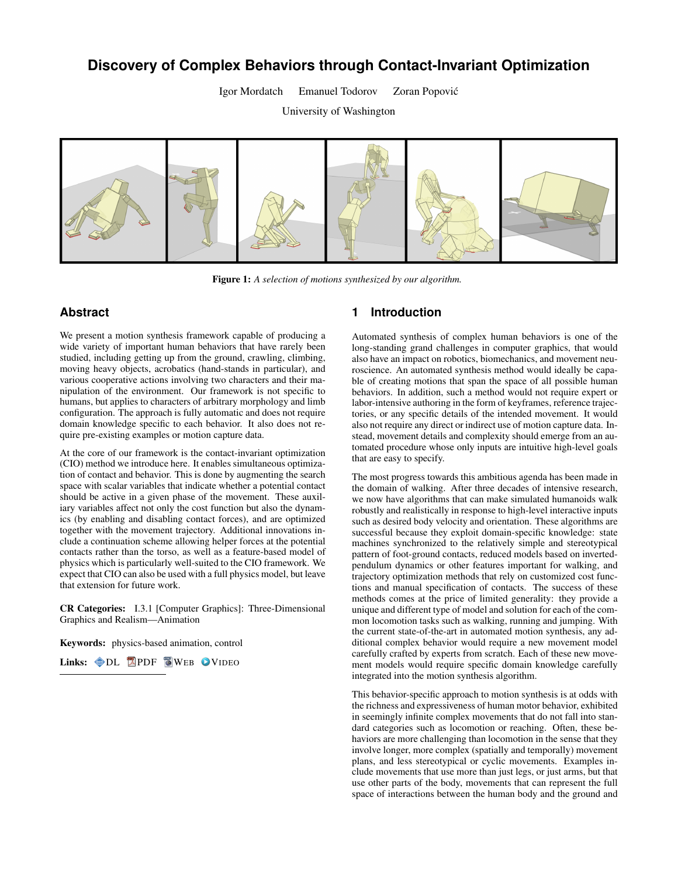# Discovery of Complex Behaviors through Contact-Invariant Optimization

Igor Mordatch    Emanuel Todorov    Zoran Popović

University of Washington

**Figure 1:** *A selection of motions synthesized by our algorithm.*

## Abstract

We present a motion synthesis framework capable of producing a wide variety of important human behaviors that have rarely been studied, including getting up from the ground, crawling, climbing, moving heavy objects, acrobatics (hand-stands in particular), and various cooperative actions involving two characters and their manipulation of the environment. Our framework is not specific to humans, but applies to characters of arbitrary morphology and limb configuration. The approach is fully automatic and does not require domain knowledge specific to each behavior. It also does not require pre-existing examples or motion capture data.

At the core of our framework is the contact-invariant optimization (CIO) method we introduce here. It enables simultaneous optimization of contact and behavior. This is done by augmenting the search space with scalar variables that indicate whether a potential contact should be active in a given phase of the movement. These auxiliary variables affect not only the cost function but also the dynamics (by enabling and disabling contact forces), and are optimized together with the movement trajectory. Additional innovations include a continuation scheme allowing helper forces at the potential contacts rather than the torso, as well as a feature-based model of physics which is particularly well-suited to the CIO framework. We expect that CIO can also be used with a full physics model, but leave that extension for future work.

**CR Categories:** I.3.1 [Computer Graphics]: Three-Dimensional Graphics and Realism—Animation

**Keywords:** physics-based animation, control

**Links:** DL PDF WEB VIDEO

## 1 Introduction

Automated synthesis of complex human behaviors is one of the long-standing grand challenges in computer graphics, that would also have an impact on robotics, biomechanics, and movement neuroscience. An automated synthesis method would ideally be capable of creating motions that span the space of all possible human behaviors. In addition, such a method would not require expert or labor-intensive authoring in the form of keyframes, reference trajectories, or any specific details of the intended movement. It would also not require any direct or indirect use of motion capture data. Instead, movement details and complexity should emerge from an automated procedure whose only inputs are intuitive high-level goals that are easy to specify.

The most progress towards this ambitious agenda has been made in the domain of walking. After three decades of intensive research, we now have algorithms that can make simulated humanoids walk robustly and realistically in response to high-level interactive inputs such as desired body velocity and orientation. These algorithms are successful because they exploit domain-specific knowledge: state machines synchronized to the relatively simple and stereotypical pattern of foot-ground contacts, reduced models based on inverted-pendulum dynamics or other features important for walking, and trajectory optimization methods that rely on customized cost functions and manual specification of contacts. The success of these methods comes at the price of limited generality: they provide a unique and different type of model and solution for each of the common locomotion tasks such as walking, running and jumping. With the current state-of-the-art in automated motion synthesis, any additional complex behavior would require a new movement model carefully crafted by experts from scratch. Each of these new movement models would require specific domain knowledge carefully integrated into the motion synthesis algorithm.

This behavior-specific approach to motion synthesis is at odds with the richness and expressiveness of human motor behavior, exhibited in seemingly infinite complex movements that do not fall into standard categories such as locomotion or reaching. Often, these behaviors are more challenging than locomotion in the sense that they involve longer, more complex (spatially and temporally) movement plans, and less stereotypical or cyclic movements. Examples include movements that use more than just legs, or just arms, but that use other parts of the body, movements that can represent the full space of interactions between the human body and the ground and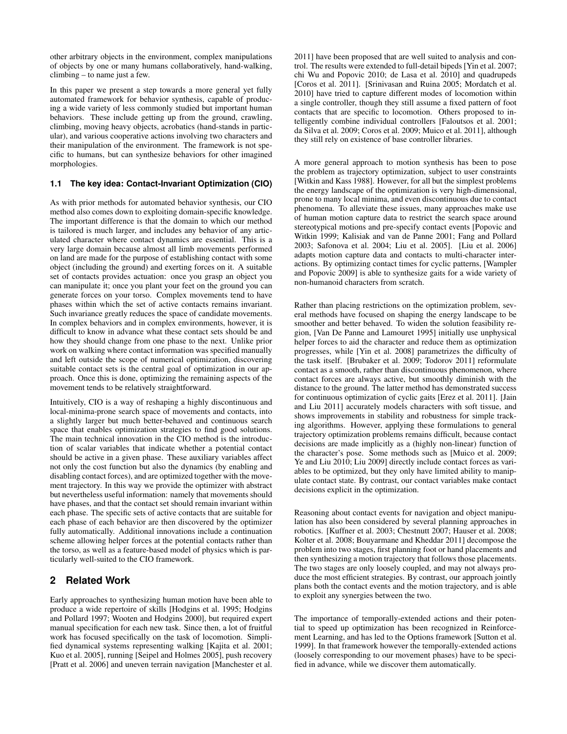other arbitrary objects in the environment, complex manipulations of objects by one or many humans collaboratively, hand-walking, climbing – to name just a few.

In this paper we present a step towards a more general yet fully automated framework for behavior synthesis, capable of producing a wide variety of less commonly studied but important human behaviors. These include getting up from the ground, crawling, climbing, moving heavy objects, acrobatics (hand-stands in particular), and various cooperative actions involving two characters and their manipulation of the environment. The framework is not specific to humans, but can synthesize behaviors for other imagined morphologies.

### 1.1 The key idea: Contact-Invariant Optimization (CIO)

As with prior methods for automated behavior synthesis, our CIO method also comes down to exploiting domain-specific knowledge. The important difference is that the domain to which our method is tailored is much larger, and includes any behavior of any articulated character where contact dynamics are essential. This is a very large domain because almost all limb movements performed on land are made for the purpose of establishing contact with some object (including the ground) and exerting forces on it. A suitable set of contacts provides actuation: once you grasp an object you can manipulate it; once you plant your feet on the ground you can generate forces on your torso. Complex movements tend to have phases within which the set of active contacts remains invariant. Such invariance greatly reduces the space of candidate movements. In complex behaviors and in complex environments, however, it is difficult to know in advance what these contact sets should be and how they should change from one phase to the next. Unlike prior work on walking where contact information was specified manually and left outside the scope of numerical optimization, discovering suitable contact sets is the central goal of optimization in our approach. Once this is done, optimizing the remaining aspects of the movement tends to be relatively straightforward.

Intuitively, CIO is a way of reshaping a highly discontinuous and local-minima-prone search space of movements and contacts, into a slightly larger but much better-behaved and continuous search space that enables optimization strategies to find good solutions. The main technical innovation in the CIO method is the introduction of scalar variables that indicate whether a potential contact should be active in a given phase. These auxiliary variables affect not only the cost function but also the dynamics (by enabling and disabling contact forces), and are optimized together with the movement trajectory. In this way we provide the optimizer with abstract but nevertheless useful information: namely that movements should have phases, and that the contact set should remain invariant within each phase. The specific sets of active contacts that are suitable for each phase of each behavior are then discovered by the optimizer fully automatically. Additional innovations include a continuation scheme allowing helper forces at the potential contacts rather than the torso, as well as a feature-based model of physics which is particularly well-suited to the CIO framework.

## 2 Related Work

Early approaches to synthesizing human motion have been able to produce a wide repertoire of skills [Hodgins et al. 1995; Hodgins and Pollard 1997; Wooten and Hodgins 2000], but required expert manual specification for each new task. Since then, a lot of fruitful work has focused specifically on the task of locomotion. Simplified dynamical systems representing walking [Kajita et al. 2001; Kuo et al. 2005], running [Seipel and Holmes 2005], push recovery [Pratt et al. 2006] and uneven terrain navigation [Manchester et al. 2011] have been proposed that are well suited to analysis and control. The results were extended to full-detail bipeds [Yin et al. 2007; chi Wu and Popovic 2010; de Lasa et al. 2010] and quadrupeds [Coros et al. 2011]. [Srinivasan and Ruina 2005; Mordatch et al. 2010] have tried to capture different modes of locomotion within a single controller, though they still assume a fixed pattern of foot contacts that are specific to locomotion. Others proposed to intelligently combine individual controllers [Faloutsos et al. 2001; da Silva et al. 2009; Coros et al. 2009; Muico et al. 2011], although they still rely on existence of base controller libraries.

A more general approach to motion synthesis has been to pose the problem as trajectory optimization, subject to user constraints [Witkin and Kass 1988]. However, for all but the simplest problems the energy landscape of the optimization is very high-dimensional, prone to many local minima, and even discontinuous due to contact phenomena. To alleviate these issues, many approaches make use of human motion capture data to restrict the search space around stereotypical motions and pre-specify contact events [Popovic and Witkin 1999; Kalisiak and van de Panne 2001; Fang and Pollard 2003; Safonova et al. 2004; Liu et al. 2005]. [Liu et al. 2006] adapts motion capture data and contacts to multi-character interactions. By optimizing contact times for cyclic patterns, [Wampler and Popovic 2009] is able to synthesize gaits for a wide variety of non-humanoid characters from scratch.

Rather than placing restrictions on the optimization problem, several methods have focused on shaping the energy landscape to be smoother and better behaved. To widen the solution feasibility region, [Van De Panne and Lamouret 1995] initially use unphysical helper forces to aid the character and reduce them as optimization progresses, while [Yin et al. 2008] parametrizes the difficulty of the task itself. [Brubaker et al. 2009; Todorov 2011] reformulate contact as a smooth, rather than discontinuous phenomenon, where contact forces are always active, but smoothly diminish with the distance to the ground. The latter method has demonstrated success for continuous optimization of cyclic gaits [Erez et al. 2011]. [Jain and Liu 2011] accurately models characters with soft tissue, and shows improvements in stability and robustness for simple tracking algorithms. However, applying these formulations to general trajectory optimization problems remains difficult, because contact decisions are made implicitly as a (highly non-linear) function of the character's pose. Some methods such as [Muico et al. 2009; Ye and Liu 2010; Liu 2009] directly include contact forces as variables to be optimized, but they only have limited ability to manipulate contact state. By contrast, our contact variables make contact decisions explicit in the optimization.

Reasoning about contact events for navigation and object manipulation has also been considered by several planning approaches in robotics. [Kuffner et al. 2003; Chestnutt 2007; Hauser et al. 2008; Kolter et al. 2008; Bouyarmane and Kheddar 2011] decompose the problem into two stages, first planning foot or hand placements and then synthesizing a motion trajectory that follows those placements. The two stages are only loosely coupled, and may not always produce the most efficient strategies. By contrast, our approach jointly plans both the contact events and the motion trajectory, and is able to exploit any synergies between the two.

The importance of temporally-extended actions and their potential to speed up optimization has been recognized in Reinforcement Learning, and has led to the Options framework [Sutton et al. 1999]. In that framework however the temporally-extended actions (loosely corresponding to our movement phases) have to be specified in advance, while we discover them automatically.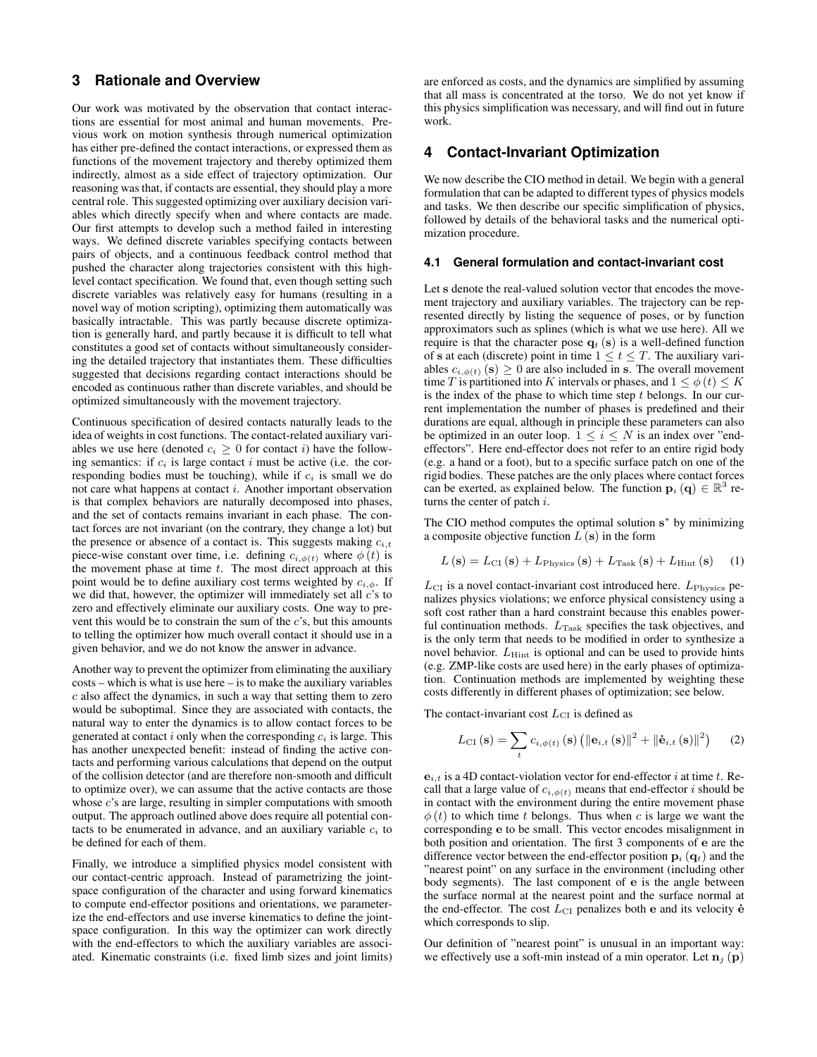## 3 Rationale and Overview

Our work was motivated by the observation that contact interactions are essential for most animal and human movements. Previous work on motion synthesis through numerical optimization has either pre-defined the contact interactions, or expressed them as functions of the movement trajectory and thereby optimized them indirectly, almost as a side effect of trajectory optimization. Our reasoning was that, if contacts are essential, they should play a more central role. This suggested optimizing over auxiliary decision variables which directly specify when and where contacts are made. Our first attempts to develop such a method failed in interesting ways. We defined discrete variables specifying contacts between pairs of objects, and a continuous feedback control method that pushed the character along trajectories consistent with this high-level contact specification. We found that, even though setting such discrete variables was relatively easy for humans (resulting in a novel way of motion scripting), optimizing them automatically was basically intractable. This was partly because discrete optimization is generally hard, and partly because it is difficult to tell what constitutes a good set of contacts without simultaneously considering the detailed trajectory that instantiates them. These difficulties suggested that decisions regarding contact interactions should be encoded as continuous rather than discrete variables, and should be optimized simultaneously with the movement trajectory.

Continuous specification of desired contacts naturally leads to the idea of weights in cost functions. The contact-related auxiliary variables we use here (denoted $c_i \geq 0$ for contact $i$) have the following semantics: if $c_i$ is large contact $i$ must be active (i.e. the corresponding bodies must be touching), while if $c_i$ is small we do not care what happens at contact $i$. Another important observation is that complex behaviors are naturally decomposed into phases, and the set of contacts remains invariant in each phase. The contact forces are not invariant (on the contrary, they change a lot) but the presence or absence of a contact is. This suggests making $c_{i,t}$ piece-wise constant over time, i.e. defining $c_{i,\phi(t)}$ where $\phi(t)$ is the movement phase at time $t$. The most direct approach at this point would be to define auxiliary cost terms weighted by $c_{i,\phi}$. If we did that, however, the optimizer will immediately set all $c$'s to zero and effectively eliminate our auxiliary costs. One way to prevent this would be to constrain the sum of the $c$'s, but this amounts to telling the optimizer how much overall contact it should use in a given behavior, and we do not know the answer in advance.

Another way to prevent the optimizer from eliminating the auxiliary costs – which is what is use here – is to make the auxiliary variables $c$ also affect the dynamics, in such a way that setting them to zero would be suboptimal. Since they are associated with contacts, the natural way to enter the dynamics is to allow contact forces to be generated at contact $i$ only when the corresponding $c_i$ is large. This has another unexpected benefit: instead of finding the active contacts and performing various calculations that depend on the output of the collision detector (and are therefore non-smooth and difficult to optimize over), we can assume that the active contacts are those whose $c$'s are large, resulting in simpler computations with smooth output. The approach outlined above does require all potential contacts to be enumerated in advance, and an auxiliary variable $c_i$ to be defined for each of them.

Finally, we introduce a simplified physics model consistent with our contact-centric approach. Instead of parametrizing the joint-space configuration of the character and using forward kinematics to compute end-effector positions and orientations, we parameterize the end-effectors and use inverse kinematics to define the joint-space configuration. In this way the optimizer can work directly with the end-effectors to which the auxiliary variables are associated. Kinematic constraints (i.e. fixed limb sizes and joint limits) are enforced as costs, and the dynamics are simplified by assuming that all mass is concentrated at the torso. We do not yet know if this physics simplification was necessary, and will find out in future work.

## 4 Contact-Invariant Optimization

We now describe the CIO method in detail. We begin with a general formulation that can be adapted to different types of physics models and tasks. We then describe our specific simplification of physics, followed by details of the behavioral tasks and the numerical optimization procedure.

### 4.1 General formulation and contact-invariant cost

Let $\mathbf{s}$ denote the real-valued solution vector that encodes the movement trajectory and auxiliary variables. The trajectory can be represented directly by listing the sequence of poses, or by function approximators such as splines (which is what we use here). All we require is that the character pose $\mathbf{q}_t(\mathbf{s})$ is a well-defined function of $\mathbf{s}$ at each (discrete) point in time $1 \leq t \leq T$. The auxiliary variables $c_{i,\phi(t)}(\mathbf{s}) \geq 0$ are also included in $\mathbf{s}$. The overall movement time $T$ is partitioned into $K$ intervals or phases, and $1 \leq \phi(t) \leq K$ is the index of the phase to which time step $t$ belongs. In our current implementation the number of phases is predefined and their durations are equal, although in principle these parameters can also be optimized in an outer loop. $1 \leq i \leq N$ is an index over "end-effectors". Here end-effector does not refer to an entire rigid body (e.g. a hand or a foot), but to a specific surface patch on one of the rigid bodies. These patches are the only places where contact forces can be exerted, as explained below. The function $\mathbf{p}_i(\mathbf{q}) \in \mathbb{R}^3$ returns the center of patch $i$.

The CIO method computes the optimal solution $\mathbf{s}^*$ by minimizing a composite objective function $L(\mathbf{s})$ in the form

$$L(\mathbf{s}) = L_{\mathrm{CI}}(\mathbf{s}) + L_{\mathrm{Physics}}(\mathbf{s}) + L_{\mathrm{Task}}(\mathbf{s}) + L_{\mathrm{Hint}}(\mathbf{s}) \tag{1}$$

$L_{\mathrm{CI}}$ is a novel contact-invariant cost introduced here. $L_{\mathrm{Physics}}$ penalizes physics violations; we enforce physical consistency using a soft cost rather than a hard constraint because this enables powerful continuation methods. $L_{\mathrm{Task}}$ specifies the task objectives, and is the only term that needs to be modified in order to synthesize a novel behavior. $L_{\mathrm{Hint}}$ is optional and can be used to provide hints (e.g. ZMP-like costs are used here) in the early phases of optimization. Continuation methods are implemented by weighting these costs differently in different phases of optimization; see below.

The contact-invariant cost $L_{\mathrm{CI}}$ is defined as

$$L_{\mathrm{CI}}(\mathbf{s}) = \sum_t c_{i,\phi(t)}(\mathbf{s}) \left( \|\mathbf{e}_{i,t}(\mathbf{s})\|^2 + \|\dot{\mathbf{e}}_{i,t}(\mathbf{s})\|^2 \right) \tag{2}$$

$\mathbf{e}_{i,t}$ is a 4D contact-violation vector for end-effector $i$ at time $t$. Recall that a large value of $c_{i,\phi(t)}$ means that end-effector $i$ should be in contact with the environment during the entire movement phase $\phi(t)$ to which time $t$ belongs. Thus when $c$ is large we want the corresponding $\mathbf{e}$ to be small. This vector encodes misalignment in both position and orientation. The first 3 components of $\mathbf{e}$ are the difference vector between the end-effector position $\mathbf{p}_i(\mathbf{q}_t)$ and the "nearest point" on any surface in the environment (including other body segments). The last component of $\mathbf{e}$ is the angle between the surface normal at the nearest point and the surface normal at the end-effector. The cost $L_{\mathrm{CI}}$ penalizes both $\mathbf{e}$ and its velocity $\dot{\mathbf{e}}$ which corresponds to slip.

Our definition of "nearest point" is unusual in an important way: we effectively use a soft-min instead of a min operator. Let $\mathbf{n}_j(\mathbf{p})$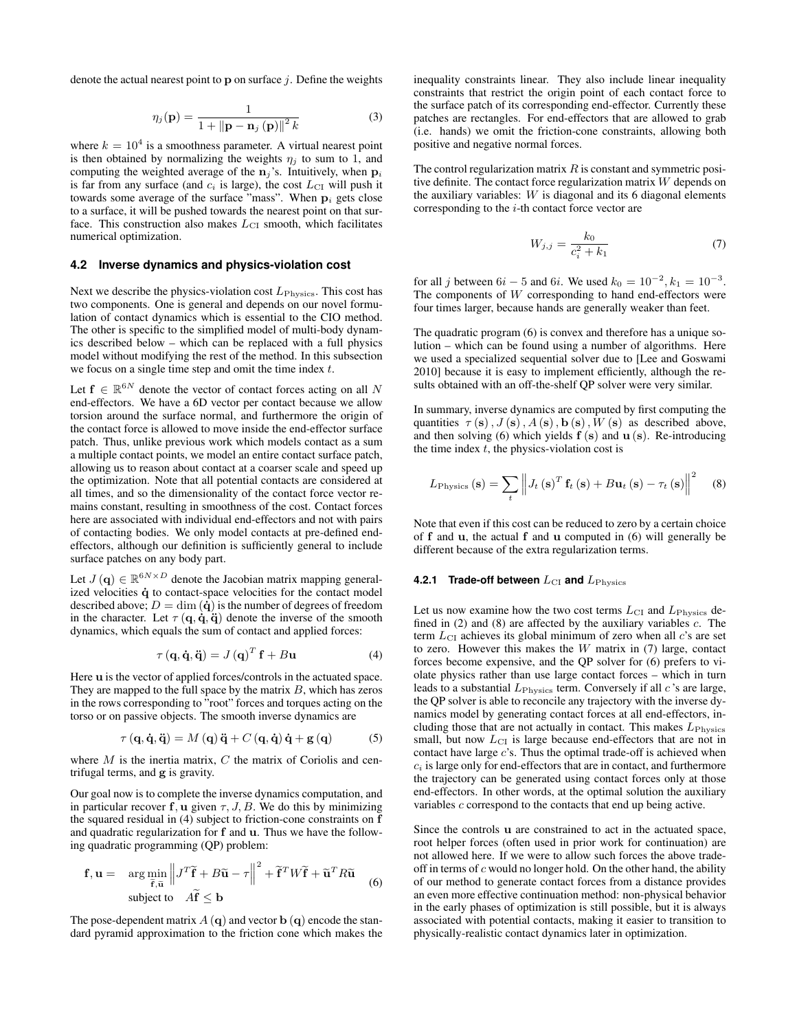denote the actual nearest point to $\mathbf{p}$ on surface $j$. Define the weights

$$\eta_j(\mathbf{p}) = \frac{1}{1 + \|\mathbf{p} - \mathbf{n}_j(\mathbf{p})\|^2 k} \tag{3}$$

where $k = 10^4$ is a smoothness parameter. A virtual nearest point is then obtained by normalizing the weights $\eta_j$ to sum to 1, and computing the weighted average of the $\mathbf{n}_j$'s. Intuitively, when $\mathbf{p}_i$ is far from any surface (and $c_i$ is large), the cost $L_{\text{CI}}$ will push it towards some average of the surface "mass". When $\mathbf{p}_i$ gets close to a surface, it will be pushed towards the nearest point on that surface. This construction also makes $L_{\text{CI}}$ smooth, which facilitates numerical optimization.

### 4.2 Inverse dynamics and physics-violation cost

Next we describe the physics-violation cost $L_{\text{Physics}}$. This cost has two components. One is general and depends on our novel formulation of contact dynamics which is essential to the CIO method. The other is specific to the simplified model of multi-body dynamics described below – which can be replaced with a full physics model without modifying the rest of the method. In this subsection we focus on a single time step and omit the time index $t$.

Let $\mathbf{f} \in \mathbb{R}^{6N}$ denote the vector of contact forces acting on all $N$ end-effectors. We have a 6D vector per contact because we allow torsion around the surface normal, and furthermore the origin of the contact force is allowed to move inside the end-effector surface patch. Thus, unlike previous work which models contact as a sum a multiple contact points, we model an entire contact surface patch, allowing us to reason about contact at a coarser scale and speed up the optimization. Note that all potential contacts are considered at all times, and so the dimensionality of the contact force vector remains constant, resulting in smoothness of the cost. Contact forces here are associated with individual end-effectors and not with pairs of contacting bodies. We only model contacts at pre-defined end-effectors, although our definition is sufficiently general to include surface patches on any body part.

Let $J(\mathbf{q}) \in \mathbb{R}^{6N \times D}$ denote the Jacobian matrix mapping generalized velocities $\dot{\mathbf{q}}$ to contact-space velocities for the contact model described above; $D = \dim(\dot{\mathbf{q}})$ is the number of degrees of freedom in the character. Let $\tau(\mathbf{q}, \dot{\mathbf{q}}, \ddot{\mathbf{q}})$ denote the inverse of the smooth dynamics, which equals the sum of contact and applied forces:

$$\tau(\mathbf{q}, \dot{\mathbf{q}}, \ddot{\mathbf{q}}) = J(\mathbf{q})^T \mathbf{f} + B\mathbf{u} \tag{4}$$

Here $\mathbf{u}$ is the vector of applied forces/controls in the actuated space. They are mapped to the full space by the matrix $B$, which has zeros in the rows corresponding to "root" forces and torques acting on the torso or on passive objects. The smooth inverse dynamics are

$$\tau(\mathbf{q}, \dot{\mathbf{q}}, \ddot{\mathbf{q}}) = M(\mathbf{q})\ddot{\mathbf{q}} + C(\mathbf{q}, \dot{\mathbf{q}})\dot{\mathbf{q}} + \mathbf{g}(\mathbf{q}) \tag{5}$$

where $M$ is the inertia matrix, $C$ the matrix of Coriolis and centrifugal terms, and $\mathbf{g}$ is gravity.

Our goal now is to complete the inverse dynamics computation, and in particular recover $\mathbf{f}, \mathbf{u}$ given $\tau, J, B$. We do this by minimizing the squared residual in (4) subject to friction-cone constraints on $\mathbf{f}$ and quadratic regularization for $\mathbf{f}$ and $\mathbf{u}$. Thus we have the following quadratic programming (QP) problem:

$$\begin{aligned} \mathbf{f}, \mathbf{u} = \quad & \arg\min_{\widetilde{\mathbf{f}}, \widetilde{\mathbf{u}}} \left\| J^T \widetilde{\mathbf{f}} + B\widetilde{\mathbf{u}} - \tau \right\|^2 + \widetilde{\mathbf{f}}^T W \widetilde{\mathbf{f}} + \widetilde{\mathbf{u}}^T R \widetilde{\mathbf{u}} \\ & \text{subject to} \quad A\widetilde{\mathbf{f}} \leq \mathbf{b} \end{aligned} \tag{6}$$

The pose-dependent matrix $A(\mathbf{q})$ and vector $\mathbf{b}(\mathbf{q})$ encode the standard pyramid approximation to the friction cone which makes the inequality constraints linear. They also include linear inequality constraints that restrict the origin point of each contact force to the surface patch of its corresponding end-effector. Currently these patches are rectangles. For end-effectors that are allowed to grab (i.e. hands) we omit the friction-cone constraints, allowing both positive and negative normal forces.

The control regularization matrix $R$ is constant and symmetric positive definite. The contact force regularization matrix $W$ depends on the auxiliary variables: $W$ is diagonal and its 6 diagonal elements corresponding to the $i$-th contact force vector are

$$W_{j,j} = \frac{k_0}{c_i^2 + k_1} \tag{7}$$

for all $j$ between $6i - 5$ and $6i$. We used $k_0 = 10^{-2}, k_1 = 10^{-3}$. The components of $W$ corresponding to hand end-effectors were four times larger, because hands are generally weaker than feet.

The quadratic program (6) is convex and therefore has a unique solution – which can be found using a number of algorithms. Here we used a specialized sequential solver due to [Lee and Goswami 2010] because it is easy to implement efficiently, although the results obtained with an off-the-shelf QP solver were very similar.

In summary, inverse dynamics are computed by first computing the quantities $\tau(\mathbf{s}), J(\mathbf{s}), A(\mathbf{s}), \mathbf{b}(\mathbf{s}), W(\mathbf{s})$ as described above, and then solving (6) which yields $\mathbf{f}(\mathbf{s})$ and $\mathbf{u}(\mathbf{s})$. Re-introducing the time index $t$, the physics-violation cost is

$$L_{\text{Physics}}(\mathbf{s}) = \sum_t \left\| J_t(\mathbf{s})^T \mathbf{f}_t(\mathbf{s}) + B\mathbf{u}_t(\mathbf{s}) - \tau_t(\mathbf{s}) \right\|^2 \tag{8}$$

Note that even if this cost can be reduced to zero by a certain choice of $\mathbf{f}$ and $\mathbf{u}$, the actual $\mathbf{f}$ and $\mathbf{u}$ computed in (6) will generally be different because of the extra regularization terms.

#### 4.2.1 Trade-off between $L_{\text{CI}}$ and $L_{\text{Physics}}$

Let us now examine how the two cost terms $L_{\text{CI}}$ and $L_{\text{Physics}}$ defined in (2) and (8) are affected by the auxiliary variables $c$. The term $L_{\text{CI}}$ achieves its global minimum of zero when all $c$'s are set to zero. However this makes the $W$ matrix in (7) large, contact forces become expensive, and the QP solver for (6) prefers to violate physics rather than use large contact forces – which in turn leads to a substantial $L_{\text{Physics}}$ term. Conversely if all $c$'s are large, the QP solver is able to reconcile any trajectory with the inverse dynamics model by generating contact forces at all end-effectors, including those that are not actually in contact. This makes $L_{\text{Physics}}$ small, but now $L_{\text{CI}}$ is large because end-effectors that are not in contact have large $c$'s. Thus the optimal trade-off is achieved when $c_i$ is large only for end-effectors that are in contact, and furthermore the trajectory can be generated using contact forces only at those end-effectors. In other words, at the optimal solution the auxiliary variables $c$ correspond to the contacts that end up being active.

Since the controls $\mathbf{u}$ are constrained to act in the actuated space, root helper forces (often used in prior work for continuation) are not allowed here. If we were to allow such forces the above trade-off in terms of $c$ would no longer hold. On the other hand, the ability of our method to generate contact forces from a distance provides an even more effective continuation method: non-physical behavior in the early phases of optimization is still possible, but it is always associated with potential contacts, making it easier to transition to physically-realistic contact dynamics later in optimization.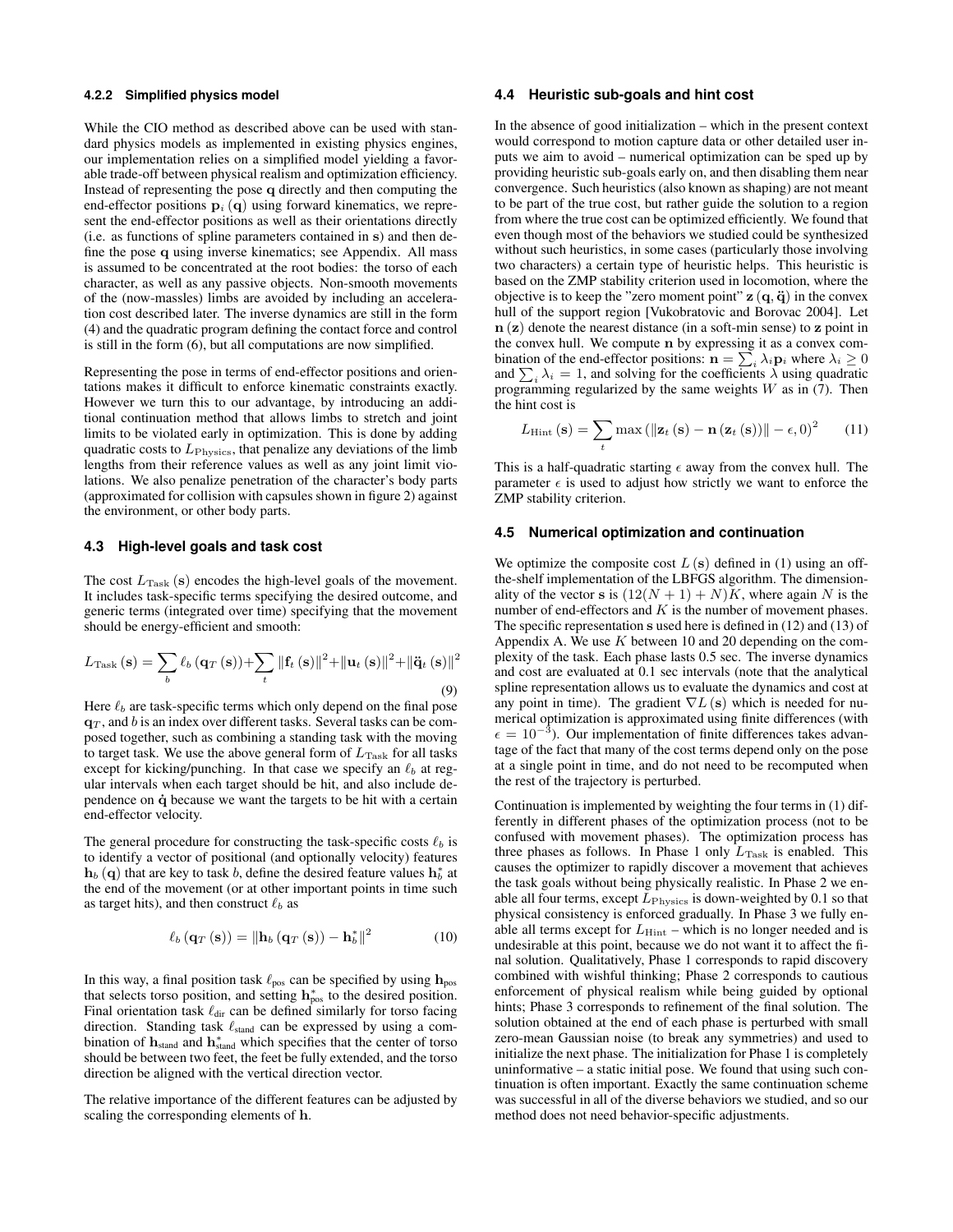#### 4.2.2 Simplified physics model

While the CIO method as described above can be used with standard physics models as implemented in existing physics engines, our implementation relies on a simplified model yielding a favorable trade-off between physical realism and optimization efficiency. Instead of representing the pose $\mathbf{q}$ directly and then computing the end-effector positions $\mathbf{p}_i(\mathbf{q})$ using forward kinematics, we represent the end-effector positions as well as their orientations directly (i.e. as functions of spline parameters contained in $\mathbf{s}$) and then define the pose $\mathbf{q}$ using inverse kinematics; see Appendix. All mass is assumed to be concentrated at the root bodies: the torso of each character, as well as any passive objects. Non-smooth movements of the (now-massles) limbs are avoided by including an acceleration cost described later. The inverse dynamics are still in the form (4) and the quadratic program defining the contact force and control is still in the form (6), but all computations are now simplified.

Representing the pose in terms of end-effector positions and orientations makes it difficult to enforce kinematic constraints exactly. However we turn this to our advantage, by introducing an additional continuation method that allows limbs to stretch and joint limits to be violated early in optimization. This is done by adding quadratic costs to $L_{\text{Physics}}$, that penalize any deviations of the limb lengths from their reference values as well as any joint limit violations. We also penalize penetration of the character's body parts (approximated for collision with capsules shown in figure 2) against the environment, or other body parts.

### 4.3 High-level goals and task cost

The cost $L_{\text{Task}}(\mathbf{s})$ encodes the high-level goals of the movement. It includes task-specific terms specifying the desired outcome, and generic terms (integrated over time) specifying that the movement should be energy-efficient and smooth:

$$L_{\text{Task}}(\mathbf{s}) = \sum_b \ell_b(\mathbf{q}_T(\mathbf{s})) + \sum_t \|\mathbf{f}_t(\mathbf{s})\|^2 + \|\mathbf{u}_t(\mathbf{s})\|^2 + \|\ddot{\mathbf{q}}_t(\mathbf{s})\|^2 \tag{9}$$

Here $\ell_b$ are task-specific terms which only depend on the final pose $\mathbf{q}_T$, and $b$ is an index over different tasks. Several tasks can be composed together, such as combining a standing task with the moving to target task. We use the above general form of $L_{\text{Task}}$ for all tasks except for kicking/punching. In that case we specify an $\ell_b$ at regular intervals when each target should be hit, and also include dependence on $\dot{\mathbf{q}}$ because we want the targets to be hit with a certain end-effector velocity.

The general procedure for constructing the task-specific costs $\ell_b$ is to identify a vector of positional (and optionally velocity) features $\mathbf{h}_b(\mathbf{q})$ that are key to task $b$, define the desired feature values $\mathbf{h}_b^*$ at the end of the movement (or at other important points in time such as target hits), and then construct $\ell_b$ as

$$\ell_b(\mathbf{q}_T(\mathbf{s})) = \|\mathbf{h}_b(\mathbf{q}_T(\mathbf{s})) - \mathbf{h}_b^*\|^2 \tag{10}$$

In this way, a final position task $\ell_{\text{pos}}$ can be specified by using $\mathbf{h}_{\text{pos}}$ that selects torso position, and setting $\mathbf{h}_{\text{pos}}^*$ to the desired position. Final orientation task $\ell_{\text{dir}}$ can be defined similarly for torso facing direction. Standing task $\ell_{\text{stand}}$ can be expressed by using a combination of $\mathbf{h}_{\text{stand}}$ and $\mathbf{h}_{\text{stand}}^*$ which specifies that the center of torso should be between two feet, the feet be fully extended, and the torso direction be aligned with the vertical direction vector.

The relative importance of the different features can be adjusted by scaling the corresponding elements of $\mathbf{h}$.

### 4.4 Heuristic sub-goals and hint cost

In the absence of good initialization – which in the present context would correspond to motion capture data or other detailed user inputs we aim to avoid – numerical optimization can be sped up by providing heuristic sub-goals early on, and then disabling them near convergence. Such heuristics (also known as shaping) are not meant to be part of the true cost, but rather guide the solution to a region from where the true cost can be optimized efficiently. We found that even though most of the behaviors we studied could be synthesized without such heuristics, in some cases (particularly those involving two characters) a certain type of heuristic helps. This heuristic is based on the ZMP stability criterion used in locomotion, where the objective is to keep the "zero moment point" $\mathbf{z}(\mathbf{q}, \ddot{\mathbf{q}})$ in the convex hull of the support region [Vukobratovic and Borovac 2004]. Let $\mathbf{n}(\mathbf{z})$ denote the nearest distance (in a soft-min sense) to $\mathbf{z}$ point in the convex hull. We compute $\mathbf{n}$ by expressing it as a convex combination of the end-effector positions: $\mathbf{n} = \sum_i \lambda_i \mathbf{p}_i$ where $\lambda_i \geq 0$ and $\sum_i \lambda_i = 1$, and solving for the coefficients $\lambda$ using quadratic programming regularized by the same weights $W$ as in (7). Then the hint cost is

$$L_{\text{Hint}}(\mathbf{s}) = \sum_t \max(\|\mathbf{z}_t(\mathbf{s}) - \mathbf{n}(\mathbf{z}_t(\mathbf{s}))\| - \epsilon, 0)^2 \tag{11}$$

This is a half-quadratic starting $\epsilon$ away from the convex hull. The parameter $\epsilon$ is used to adjust how strictly we want to enforce the ZMP stability criterion.

### 4.5 Numerical optimization and continuation

We optimize the composite cost $L(\mathbf{s})$ defined in (1) using an off-the-shelf implementation of the LBFGS algorithm. The dimensionality of the vector $\mathbf{s}$ is $(12(N+1)+N)K$, where again $N$ is the number of end-effectors and $K$ is the number of movement phases. The specific representation $\mathbf{s}$ used here is defined in (12) and (13) of Appendix A. We use $K$ between 10 and 20 depending on the complexity of the task. Each phase lasts 0.5 sec. The inverse dynamics and cost are evaluated at 0.1 sec intervals (note that the analytical spline representation allows us to evaluate the dynamics and cost at any point in time). The gradient $\nabla L(\mathbf{s})$ which is needed for numerical optimization is approximated using finite differences (with $\epsilon = 10^{-3}$). Our implementation of finite differences takes advantage of the fact that many of the cost terms depend only on the pose at a single point in time, and do not need to be recomputed when the rest of the trajectory is perturbed.

Continuation is implemented by weighting the four terms in (1) differently in different phases of the optimization process (not to be confused with movement phases). The optimization process has three phases as follows. In Phase 1 only $L_{\text{Task}}$ is enabled. This causes the optimizer to rapidly discover a movement that achieves the task goals without being physically realistic. In Phase 2 we enable all four terms, except $L_{\text{Physics}}$ is down-weighted by 0.1 so that physical consistency is enforced gradually. In Phase 3 we fully enable all terms except for $L_{\text{Hint}}$ – which is no longer needed and is undesirable at this point, because we do not want it to affect the final solution. Qualitatively, Phase 1 corresponds to rapid discovery combined with wishful thinking; Phase 2 corresponds to cautious enforcement of physical realism while being guided by optional hints; Phase 3 corresponds to refinement of the final solution. The solution obtained at the end of each phase is perturbed with small zero-mean Gaussian noise (to break any symmetries) and used to initialize the next phase. The initialization for Phase 1 is completely uninformative – a static initial pose. We found that using such continuation is often important. Exactly the same continuation scheme was successful in all of the diverse behaviors we studied, and so our method does not need behavior-specific adjustments.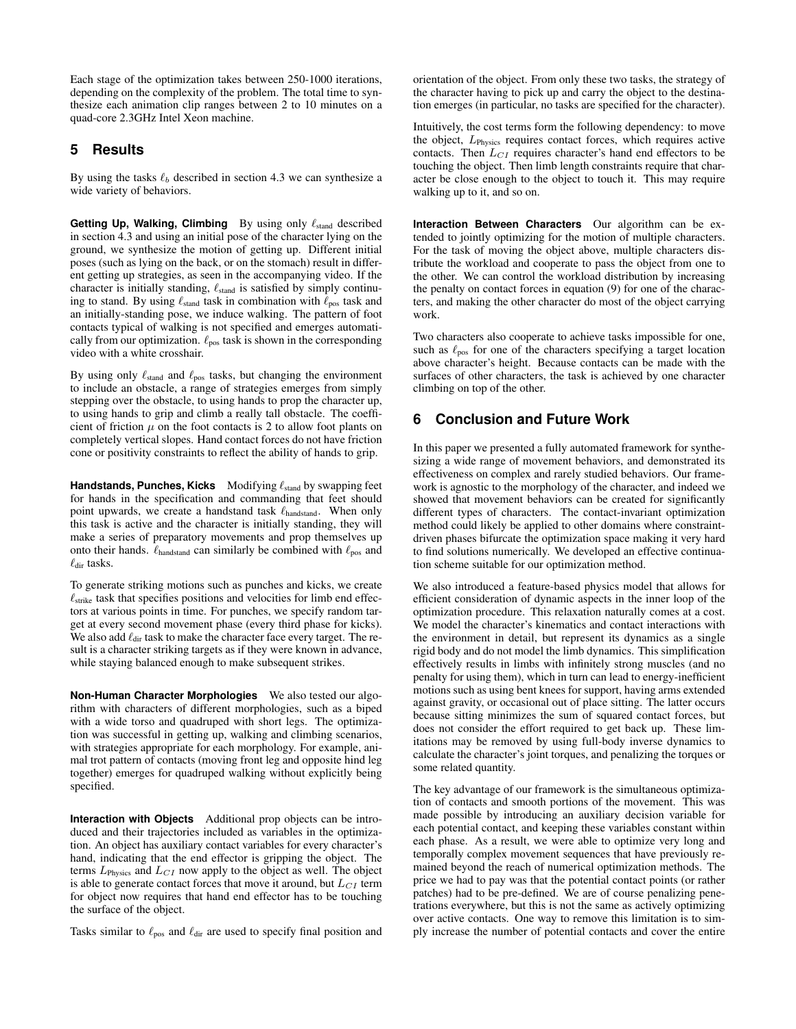Each stage of the optimization takes between 250-1000 iterations, depending on the complexity of the problem. The total time to synthesize each animation clip ranges between 2 to 10 minutes on a quad-core 2.3GHz Intel Xeon machine.

## 5 Results

By using the tasks $\ell_b$ described in section 4.3 we can synthesize a wide variety of behaviors.

**Getting Up, Walking, Climbing** By using only $\ell_{\text{stand}}$ described in section 4.3 and using an initial pose of the character lying on the ground, we synthesize the motion of getting up. Different initial poses (such as lying on the back, or on the stomach) result in different getting up strategies, as seen in the accompanying video. If the character is initially standing, $\ell_{\text{stand}}$ is satisfied by simply continuing to stand. By using $\ell_{\text{stand}}$ task in combination with $\ell_{\text{pos}}$ task and an initially-standing pose, we induce walking. The pattern of foot contacts typical of walking is not specified and emerges automatically from our optimization. $\ell_{\text{pos}}$ task is shown in the corresponding video with a white crosshair.

By using only $\ell_{\text{stand}}$ and $\ell_{\text{pos}}$ tasks, but changing the environment to include an obstacle, a range of strategies emerges from simply stepping over the obstacle, to using hands to prop the character up, to using hands to grip and climb a really tall obstacle. The coefficient of friction $\mu$ on the foot contacts is 2 to allow foot plants on completely vertical slopes. Hand contact forces do not have friction cone or positivity constraints to reflect the ability of hands to grip.

**Handstands, Punches, Kicks** Modifying $\ell_{\text{stand}}$ by swapping feet for hands in the specification and commanding that feet should point upwards, we create a handstand task $\ell_{\text{handstand}}$. When only this task is active and the character is initially standing, they will make a series of preparatory movements and prop themselves up onto their hands. $\ell_{\text{handstand}}$ can similarly be combined with $\ell_{\text{pos}}$ and $\ell_{\text{dir}}$ tasks.

To generate striking motions such as punches and kicks, we create $\ell_{\text{strike}}$ task that specifies positions and velocities for limb end effectors at various points in time. For punches, we specify random target at every second movement phase (every third phase for kicks). We also add $\ell_{\text{dir}}$ task to make the character face every target. The result is a character striking targets as if they were known in advance, while staying balanced enough to make subsequent strikes.

**Non-Human Character Morphologies** We also tested our algorithm with characters of different morphologies, such as a biped with a wide torso and quadruped with short legs. The optimization was successful in getting up, walking and climbing scenarios, with strategies appropriate for each morphology. For example, animal trot pattern of contacts (moving front leg and opposite hind leg together) emerges for quadruped walking without explicitly being specified.

**Interaction with Objects** Additional prop objects can be introduced and their trajectories included as variables in the optimization. An object has auxiliary contact variables for every character's hand, indicating that the end effector is gripping the object. The terms $L_{\text{Physics}}$ and $L_{CI}$ now apply to the object as well. The object is able to generate contact forces that move it around, but $L_{CI}$ term for object now requires that hand end effector has to be touching the surface of the object.

Tasks similar to $\ell_{\text{pos}}$ and $\ell_{\text{dir}}$ are used to specify final position and orientation of the object. From only these two tasks, the strategy of the character having to pick up and carry the object to the destination emerges (in particular, no tasks are specified for the character).

Intuitively, the cost terms form the following dependency: to move the object, $L_{\text{Physics}}$ requires contact forces, which requires active contacts. Then $L_{CI}$ requires character's hand end effectors to be touching the object. Then limb length constraints require that character be close enough to the object to touch it. This may require walking up to it, and so on.

**Interaction Between Characters** Our algorithm can be extended to jointly optimizing for the motion of multiple characters. For the task of moving the object above, multiple characters distribute the workload and cooperate to pass the object from one to the other. We can control the workload distribution by increasing the penalty on contact forces in equation (9) for one of the characters, and making the other character do most of the object carrying work.

Two characters also cooperate to achieve tasks impossible for one, such as $\ell_{\text{pos}}$ for one of the characters specifying a target location above character's height. Because contacts can be made with the surfaces of other characters, the task is achieved by one character climbing on top of the other.

## 6 Conclusion and Future Work

In this paper we presented a fully automated framework for synthesizing a wide range of movement behaviors, and demonstrated its effectiveness on complex and rarely studied behaviors. Our framework is agnostic to the morphology of the character, and indeed we showed that movement behaviors can be created for significantly different types of characters. The contact-invariant optimization method could likely be applied to other domains where constraint-driven phases bifurcate the optimization space making it very hard to find solutions numerically. We developed an effective continuation scheme suitable for our optimization method.

We also introduced a feature-based physics model that allows for efficient consideration of dynamic aspects in the inner loop of the optimization procedure. This relaxation naturally comes at a cost. We model the character's kinematics and contact interactions with the environment in detail, but represent its dynamics as a single rigid body and do not model the limb dynamics. This simplification effectively results in limbs with infinitely strong muscles (and no penalty for using them), which in turn can lead to energy-inefficient motions such as using bent knees for support, having arms extended against gravity, or occasional out of place sitting. The latter occurs because sitting minimizes the sum of squared contact forces, but does not consider the effort required to get back up. These limitations may be removed by using full-body inverse dynamics to calculate the character's joint torques, and penalizing the torques or some related quantity.

The key advantage of our framework is the simultaneous optimization of contacts and smooth portions of the movement. This was made possible by introducing an auxiliary decision variable for each potential contact, and keeping these variables constant within each phase. As a result, we were able to optimize very long and temporally complex movement sequences that have previously remained beyond the reach of numerical optimization methods. The price we had to pay was that the potential contact points (or rather patches) had to be pre-defined. We are of course penalizing penetrations everywhere, but this is not the same as actively optimizing over active contacts. One way to remove this limitation is to simply increase the number of potential contacts and cover the entire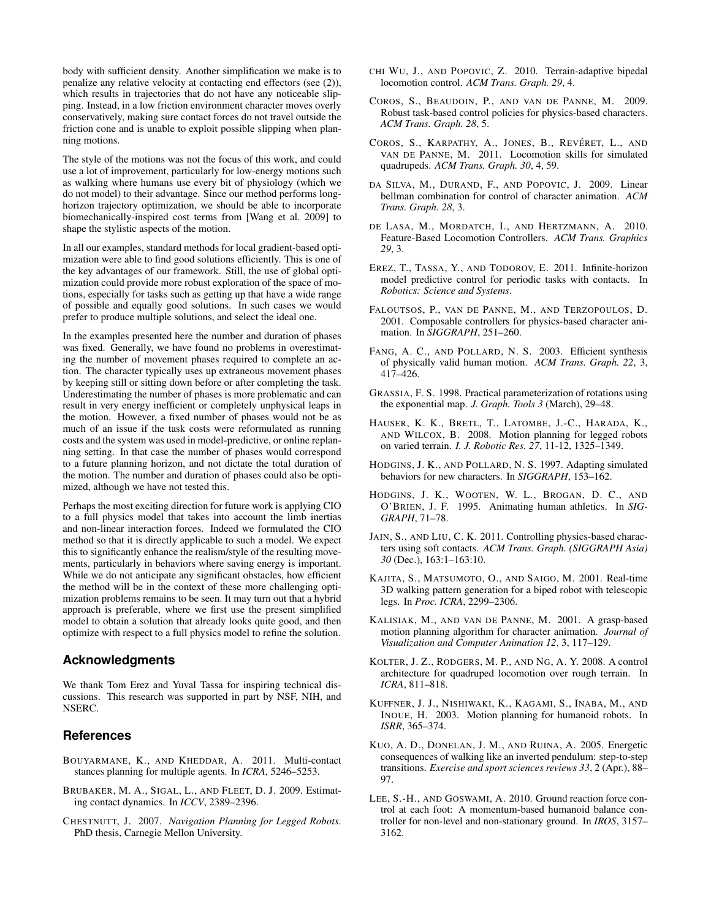body with sufficient density. Another simplification we make is to penalize any relative velocity at contacting end effectors (see (2)), which results in trajectories that do not have any noticeable slipping. Instead, in a low friction environment character moves overly conservatively, making sure contact forces do not travel outside the friction cone and is unable to exploit possible slipping when planning motions.

The style of the motions was not the focus of this work, and could use a lot of improvement, particularly for low-energy motions such as walking where humans use every bit of physiology (which we do not model) to their advantage. Since our method performs long-horizon trajectory optimization, we should be able to incorporate biomechanically-inspired cost terms from [Wang et al. 2009] to shape the stylistic aspects of the motion.

In all our examples, standard methods for local gradient-based optimization were able to find good solutions efficiently. This is one of the key advantages of our framework. Still, the use of global optimization could provide more robust exploration of the space of motions, especially for tasks such as getting up that have a wide range of possible and equally good solutions. In such cases we would prefer to produce multiple solutions, and select the ideal one.

In the examples presented here the number and duration of phases was fixed. Generally, we have found no problems in overestimating the number of movement phases required to complete an action. The character typically uses up extraneous movement phases by keeping still or sitting down before or after completing the task. Underestimating the number of phases is more problematic and can result in very energy inefficient or completely unphysical leaps in the motion. However, a fixed number of phases would not be as much of an issue if the task costs were reformulated as running costs and the system was used in model-predictive, or online replanning setting. In that case the number of phases would correspond to a future planning horizon, and not dictate the total duration of the motion. The number and duration of phases could also be optimized, although we have not tested this.

Perhaps the most exciting direction for future work is applying CIO to a full physics model that takes into account the limb inertias and non-linear interaction forces. Indeed we formulated the CIO method so that it is directly applicable to such a model. We expect this to significantly enhance the realism/style of the resulting movements, particularly in behaviors where saving energy is important. While we do not anticipate any significant obstacles, how efficient the method will be in the context of these more challenging optimization problems remains to be seen. It may turn out that a hybrid approach is preferable, where we first use the present simplified model to obtain a solution that already looks quite good, and then optimize with respect to a full physics model to refine the solution.

## Acknowledgments

We thank Tom Erez and Yuval Tassa for inspiring technical discussions. This research was supported in part by NSF, NIH, and NSERC.

## References

BOUYARMANE, K., AND KHEDDAR, A. 2011. Multi-contact stances planning for multiple agents. In *ICRA*, 5246–5253.

BRUBAKER, M. A., SIGAL, L., AND FLEET, D. J. 2009. Estimating contact dynamics. In *ICCV*, 2389–2396.

CHESTNUTT, J. 2007. *Navigation Planning for Legged Robots*. PhD thesis, Carnegie Mellon University.

CHI WU, J., AND POPOVIC, Z. 2010. Terrain-adaptive bipedal locomotion control. *ACM Trans. Graph. 29*, 4.

COROS, S., BEAUDOIN, P., AND VAN DE PANNE, M. 2009. Robust task-based control policies for physics-based characters. *ACM Trans. Graph. 28*, 5.

COROS, S., KARPATHY, A., JONES, B., REVÉRET, L., AND VAN DE PANNE, M. 2011. Locomotion skills for simulated quadrupeds. *ACM Trans. Graph. 30*, 4, 59.

DA SILVA, M., DURAND, F., AND POPOVIC, J. 2009. Linear bellman combination for control of character animation. *ACM Trans. Graph. 28*, 3.

DE LASA, M., MORDATCH, I., AND HERTZMANN, A. 2010. Feature-Based Locomotion Controllers. *ACM Trans. Graphics 29*, 3.

EREZ, T., TASSA, Y., AND TODOROV, E. 2011. Infinite-horizon model predictive control for periodic tasks with contacts. In *Robotics: Science and Systems*.

FALOUTSOS, P., VAN DE PANNE, M., AND TERZOPOULOS, D. 2001. Composable controllers for physics-based character animation. In *SIGGRAPH*, 251–260.

FANG, A. C., AND POLLARD, N. S. 2003. Efficient synthesis of physically valid human motion. *ACM Trans. Graph. 22*, 3, 417–426.

GRASSIA, F. S. 1998. Practical parameterization of rotations using the exponential map. *J. Graph. Tools 3* (March), 29–48.

HAUSER, K. K., BRETL, T., LATOMBE, J.-C., HARADA, K., AND WILCOX, B. 2008. Motion planning for legged robots on varied terrain. *I. J. Robotic Res. 27*, 11-12, 1325–1349.

HODGINS, J. K., AND POLLARD, N. S. 1997. Adapting simulated behaviors for new characters. In *SIGGRAPH*, 153–162.

HODGINS, J. K., WOOTEN, W. L., BROGAN, D. C., AND O'BRIEN, J. F. 1995. Animating human athletics. In *SIGGRAPH*, 71–78.

JAIN, S., AND LIU, C. K. 2011. Controlling physics-based characters using soft contacts. *ACM Trans. Graph. (SIGGRAPH Asia) 30* (Dec.), 163:1–163:10.

KAJITA, S., MATSUMOTO, O., AND SAIGO, M. 2001. Real-time 3D walking pattern generation for a biped robot with telescopic legs. In *Proc. ICRA*, 2299–2306.

KALISIAK, M., AND VAN DE PANNE, M. 2001. A grasp-based motion planning algorithm for character animation. *Journal of Visualization and Computer Animation 12*, 3, 117–129.

KOLTER, J. Z., RODGERS, M. P., AND NG, A. Y. 2008. A control architecture for quadruped locomotion over rough terrain. In *ICRA*, 811–818.

KUFFNER, J. J., NISHIWAKI, K., KAGAMI, S., INABA, M., AND INOUE, H. 2003. Motion planning for humanoid robots. In *ISRR*, 365–374.

KUO, A. D., DONELAN, J. M., AND RUINA, A. 2005. Energetic consequences of walking like an inverted pendulum: step-to-step transitions. *Exercise and sport sciences reviews 33*, 2 (Apr.), 88–97.

LEE, S.-H., AND GOSWAMI, A. 2010. Ground reaction force control at each foot: A momentum-based humanoid balance controller for non-level and non-stationary ground. In *IROS*, 3157–3162.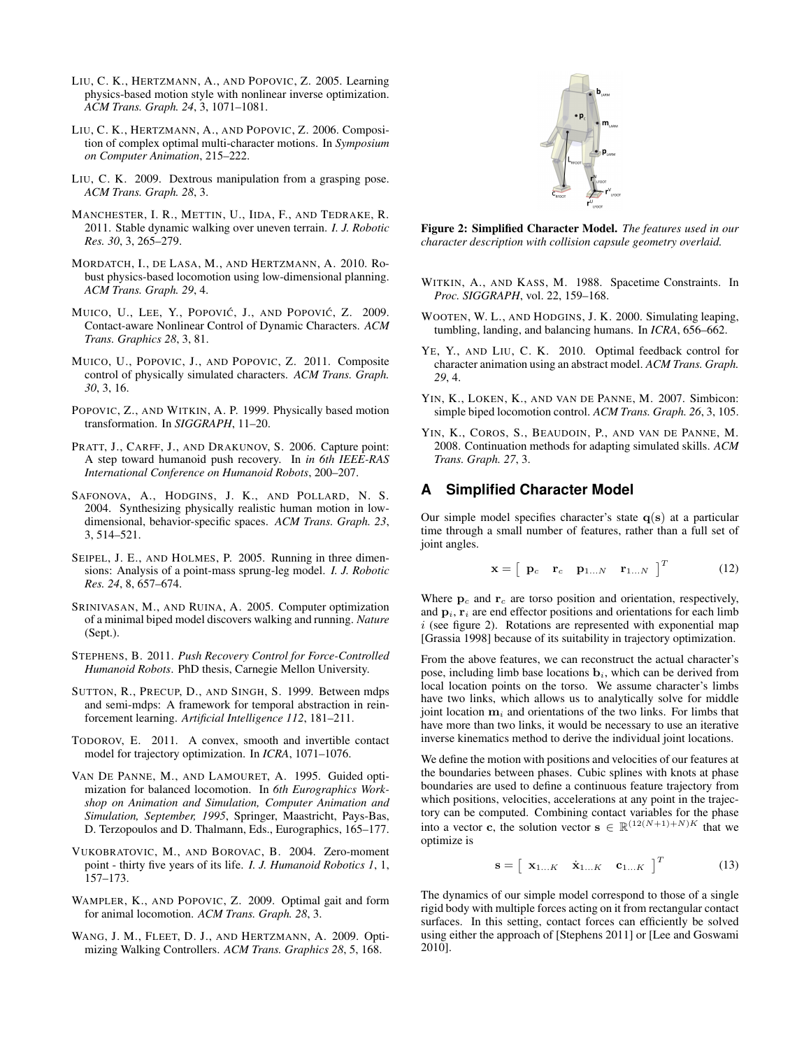LIU, C. K., HERTZMANN, A., AND POPOVIC, Z. 2005. Learning physics-based motion style with nonlinear inverse optimization. *ACM Trans. Graph. 24*, 3, 1071–1081.

LIU, C. K., HERTZMANN, A., AND POPOVIC, Z. 2006. Composition of complex optimal multi-character motions. In *Symposium on Computer Animation*, 215–222.

LIU, C. K. 2009. Dextrous manipulation from a grasping pose. *ACM Trans. Graph. 28*, 3.

MANCHESTER, I. R., METTIN, U., IIDA, F., AND TEDRAKE, R. 2011. Stable dynamic walking over uneven terrain. *I. J. Robotic Res. 30*, 3, 265–279.

MORDATCH, I., DE LASA, M., AND HERTZMANN, A. 2010. Robust physics-based locomotion using low-dimensional planning. *ACM Trans. Graph. 29*, 4.

MUICO, U., LEE, Y., POPOVIĆ, J., AND POPOVIĆ, Z. 2009. Contact-aware Nonlinear Control of Dynamic Characters. *ACM Trans. Graphics 28*, 3, 81.

MUICO, U., POPOVIC, J., AND POPOVIC, Z. 2011. Composite control of physically simulated characters. *ACM Trans. Graph. 30*, 3, 16.

POPOVIC, Z., AND WITKIN, A. P. 1999. Physically based motion transformation. In *SIGGRAPH*, 11–20.

PRATT, J., CARFF, J., AND DRAKUNOV, S. 2006. Capture point: A step toward humanoid push recovery. In *in 6th IEEE-RAS International Conference on Humanoid Robots*, 200–207.

SAFONOVA, A., HODGINS, J. K., AND POLLARD, N. S. 2004. Synthesizing physically realistic human motion in low-dimensional, behavior-specific spaces. *ACM Trans. Graph. 23*, 3, 514–521.

SEIPEL, J. E., AND HOLMES, P. 2005. Running in three dimensions: Analysis of a point-mass sprung-leg model. *I. J. Robotic Res. 24*, 8, 657–674.

SRINIVASAN, M., AND RUINA, A. 2005. Computer optimization of a minimal biped model discovers walking and running. *Nature* (Sept.).

STEPHENS, B. 2011. *Push Recovery Control for Force-Controlled Humanoid Robots*. PhD thesis, Carnegie Mellon University.

SUTTON, R., PRECUP, D., AND SINGH, S. 1999. Between mdps and semi-mdps: A framework for temporal abstraction in reinforcement learning. *Artificial Intelligence 112*, 181–211.

TODOROV, E. 2011. A convex, smooth and invertible contact model for trajectory optimization. In *ICRA*, 1071–1076.

VAN DE PANNE, M., AND LAMOURET, A. 1995. Guided optimization for balanced locomotion. In *6th Eurographics Workshop on Animation and Simulation, Computer Animation and Simulation, September, 1995*, Springer, Maastricht, Pays-Bas, D. Terzopoulos and D. Thalmann, Eds., Eurographics, 165–177.

VUKOBRATOVIC, M., AND BOROVAC, B. 2004. Zero-moment point - thirty five years of its life. *I. J. Humanoid Robotics 1*, 1, 157–173.

WAMPLER, K., AND POPOVIC, Z. 2009. Optimal gait and form for animal locomotion. *ACM Trans. Graph. 28*, 3.

WANG, J. M., FLEET, D. J., AND HERTZMANN, A. 2009. Optimizing Walking Controllers. *ACM Trans. Graphics 28*, 5, 168.

**Figure 2: Simplified Character Model.** *The features used in our character description with collision capsule geometry overlaid.*

WITKIN, A., AND KASS, M. 1988. Spacetime Constraints. In *Proc. SIGGRAPH*, vol. 22, 159–168.

WOOTEN, W. L., AND HODGINS, J. K. 2000. Simulating leaping, tumbling, landing, and balancing humans. In *ICRA*, 656–662.

YE, Y., AND LIU, C. K. 2010. Optimal feedback control for character animation using an abstract model. *ACM Trans. Graph. 29*, 4.

YIN, K., LOKEN, K., AND VAN DE PANNE, M. 2007. Simbicon: simple biped locomotion control. *ACM Trans. Graph. 26*, 3, 105.

YIN, K., COROS, S., BEAUDOIN, P., AND VAN DE PANNE, M. 2008. Continuation methods for adapting simulated skills. *ACM Trans. Graph. 27*, 3.

# A Simplified Character Model

Our simple model specifies character's state $\mathbf{q}(\mathbf{s})$ at a particular time through a small number of features, rather than a full set of joint angles.

$$\mathbf{x} = \left[ \begin{array}{cccc} \mathbf{p}_c & \mathbf{r}_c & \mathbf{p}_{1\ldots N} & \mathbf{r}_{1\ldots N} \end{array} \right]^T \tag{12}$$

Where $\mathbf{p}_c$ and $\mathbf{r}_c$ are torso position and orientation, respectively, and $\mathbf{p}_i, \mathbf{r}_i$ are end effector positions and orientations for each limb $i$ (see figure 2). Rotations are represented with exponential map [Grassia 1998] because of its suitability in trajectory optimization.

From the above features, we can reconstruct the actual character's pose, including limb base locations $\mathbf{b}_i$, which can be derived from local location points on the torso. We assume character's limbs have two links, which allows us to analytically solve for middle joint location $\mathbf{m}_i$ and orientations of the two links. For limbs that have more than two links, it would be necessary to use an iterative inverse kinematics method to derive the individual joint locations.

We define the motion with positions and velocities of our features at the boundaries between phases. Cubic splines with knots at phase boundaries are used to define a continuous feature trajectory from which positions, velocities, accelerations at any point in the trajectory can be computed. Combining contact variables for the phase into a vector $\mathbf{c}$, the solution vector $\mathbf{s} \in \mathbb{R}^{(12(N+1)+N)K}$ that we optimize is

$$\mathbf{s} = \left[ \begin{array}{ccc} \mathbf{x}_{1\ldots K} & \dot{\mathbf{x}}_{1\ldots K} & \mathbf{c}_{1\ldots K} \end{array} \right]^T \tag{13}$$

The dynamics of our simple model correspond to those of a single rigid body with multiple forces acting on it from rectangular contact surfaces. In this setting, contact forces can efficiently be solved using either the approach of [Stephens 2011] or [Lee and Goswami 2010].